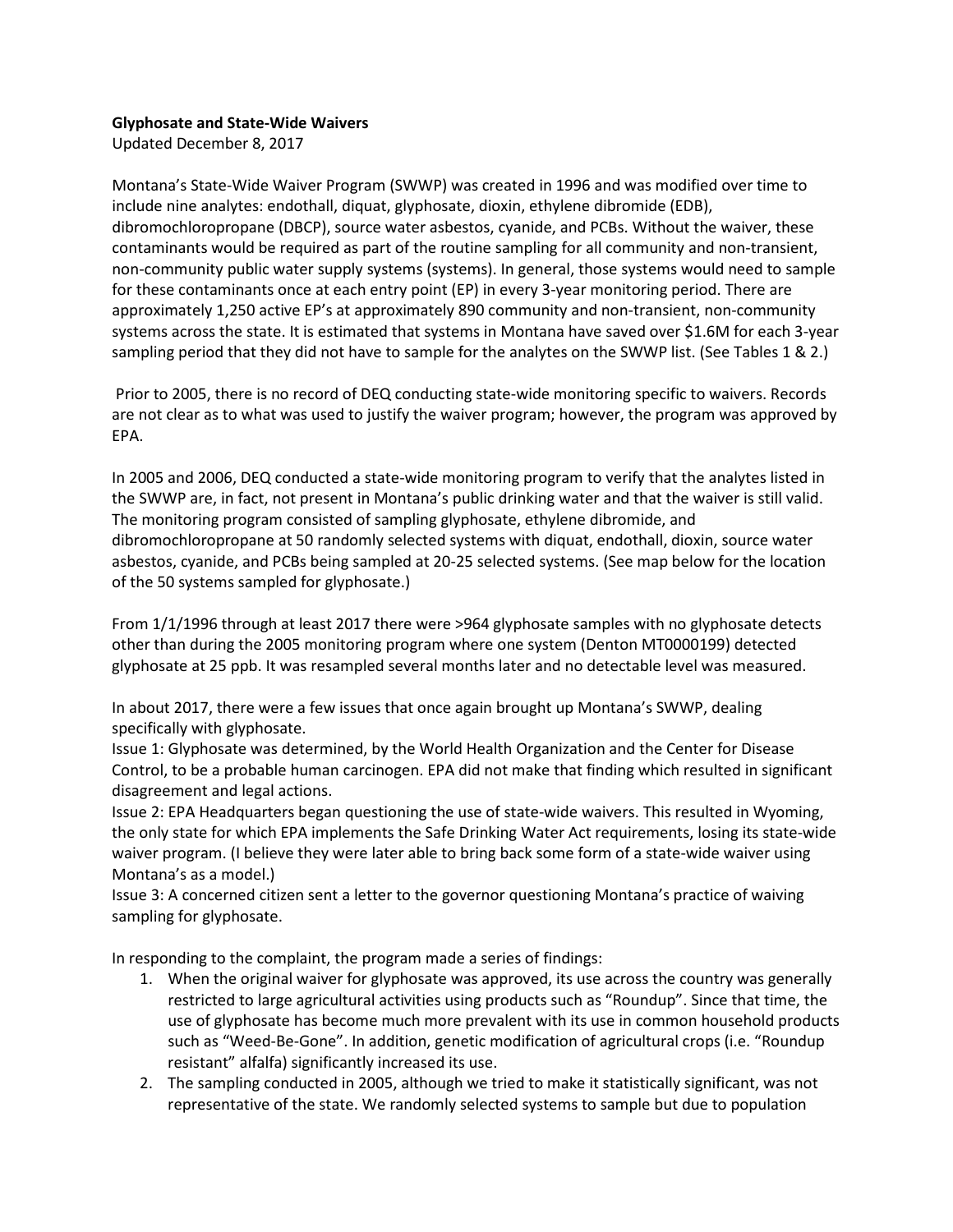**Glyphosate and State-Wide Waivers**

Updated December 8, 2017

Montana's State-Wide Waiver Program (SWWP) was created in 1996 and was modified over time to include nine analytes: endothall, diquat, glyphosate, dioxin, ethylene dibromide (EDB), dibromochloropropane (DBCP), source water asbestos, cyanide, and PCBs. Without the waiver, these contaminants would be required as part of the routine sampling for all community and non-transient, non-community public water supply systems (systems). In general, those systems would need to sample for these contaminants once at each entry point (EP) in every 3-year monitoring period. There are approximately 1,250 active EP's at approximately 890 community and non-transient, non-community systems across the state. It is estimated that systems in Montana have saved over $1.6M for each 3-year sampling period that they did not have to sample for the analytes on the SWWP list. (See Tables 1 & 2.)

Prior to 2005, there is no record of DEQ conducting state-wide monitoring specific to waivers. Records are not clear as to what was used to justify the waiver program; however, the program was approved by EPA.

In 2005 and 2006, DEQ conducted a state-wide monitoring program to verify that the analytes listed in the SWWP are, in fact, not present in Montana's public drinking water and that the waiver is still valid. The monitoring program consisted of sampling glyphosate, ethylene dibromide, and dibromochloropropane at 50 randomly selected systems with diquat, endothall, dioxin, source water asbestos, cyanide, and PCBs being sampled at 20-25 selected systems. (See map below for the location of the 50 systems sampled for glyphosate.)

From 1/1/1996 through at least 2017 there were >964 glyphosate samples with no glyphosate detects other than during the 2005 monitoring program where one system (Denton MT0000199) detected glyphosate at 25 ppb. It was resampled several months later and no detectable level was measured.

In about 2017, there were a few issues that once again brought up Montana's SWWP, dealing specifically with glyphosate.

Issue 1: Glyphosate was determined, by the World Health Organization and the Center for Disease Control, to be a probable human carcinogen. EPA did not make that finding which resulted in significant disagreement and legal actions.

Issue 2: EPA Headquarters began questioning the use of state-wide waivers. This resulted in Wyoming, the only state for which EPA implements the Safe Drinking Water Act requirements, losing its state-wide waiver program. (I believe they were later able to bring back some form of a state-wide waiver using Montana's as a model.)

Issue 3: A concerned citizen sent a letter to the governor questioning Montana's practice of waiving sampling for glyphosate.

In responding to the complaint, the program made a series of findings:

1. When the original waiver for glyphosate was approved, its use across the country was generally restricted to large agricultural activities using products such as "Roundup". Since that time, the use of glyphosate has become much more prevalent with its use in common household products such as "Weed-Be-Gone". In addition, genetic modification of agricultural crops (i.e. "Roundup resistant" alfalfa) significantly increased its use.
2. The sampling conducted in 2005, although we tried to make it statistically significant, was not representative of the state. We randomly selected systems to sample but due to population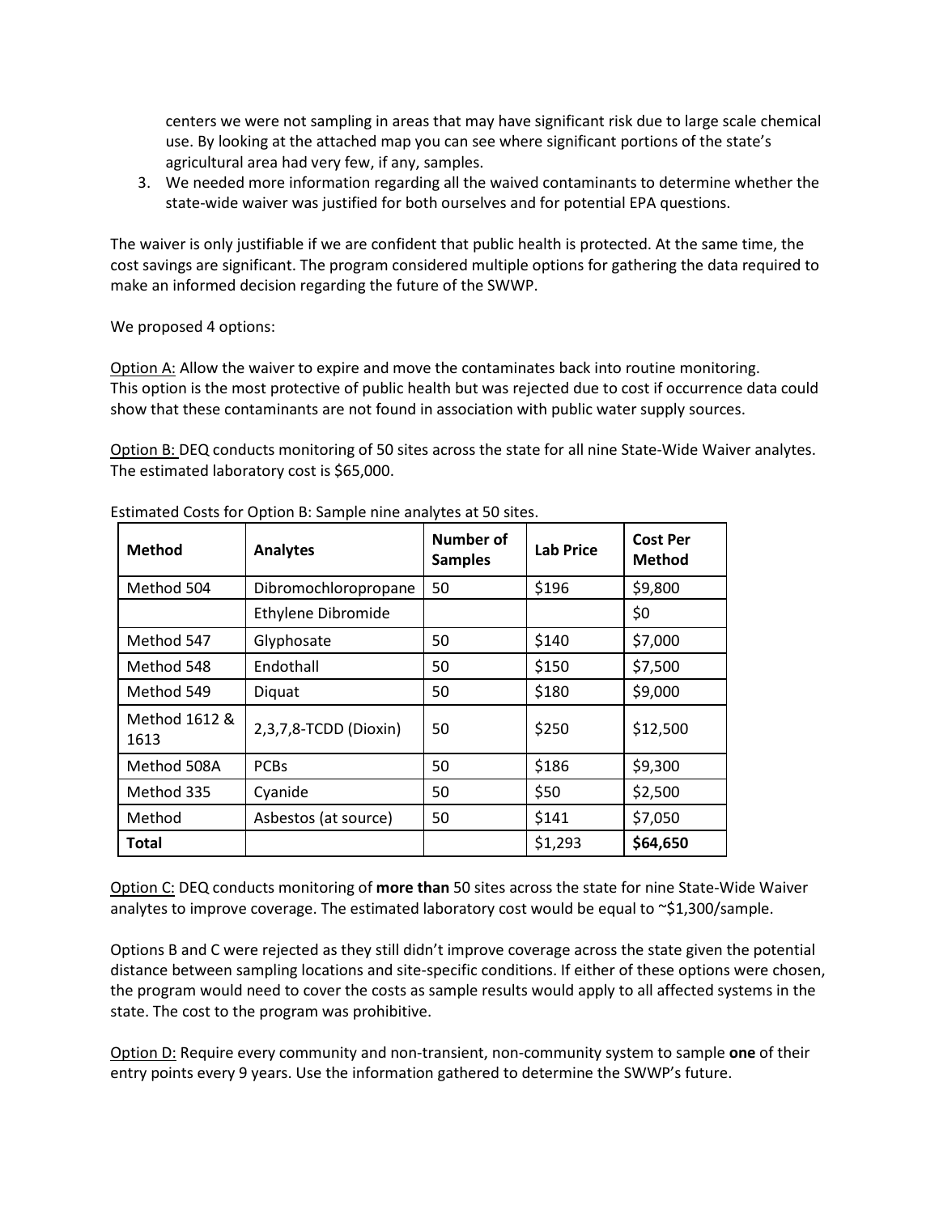centers we were not sampling in areas that may have significant risk due to large scale chemical use. By looking at the attached map you can see where significant portions of the state's agricultural area had very few, if any, samples.

3. We needed more information regarding all the waived contaminants to determine whether the state-wide waiver was justified for both ourselves and for potential EPA questions.

The waiver is only justifiable if we are confident that public health is protected. At the same time, the cost savings are significant. The program considered multiple options for gathering the data required to make an informed decision regarding the future of the SWWP.

We proposed 4 options:

Option A: Allow the waiver to expire and move the contaminates back into routine monitoring. This option is the most protective of public health but was rejected due to cost if occurrence data could show that these contaminants are not found in association with public water supply sources.

Option B: DEQ conducts monitoring of 50 sites across the state for all nine State-Wide Waiver analytes. The estimated laboratory cost is $65,000.

Estimated Costs for Option B: Sample nine analytes at 50 sites.

| Method | Analytes | Number of Samples | Lab Price | Cost Per Method |
|---|---|---|---|---|
| Method 504 | Dibromochloropropane | 50 | $196 | $9,800 |
| | Ethylene Dibromide | | | $0 |
| Method 547 | Glyphosate | 50 | $140 | $7,000 |
| Method 548 | Endothall | 50 | $150 | $7,500 |
| Method 549 | Diquat | 50 | $180 | $9,000 |
| Method 1612 & 1613 | 2,3,7,8-TCDD (Dioxin) | 50 | $250 | $12,500 |
| Method 508A | PCBs | 50 | $186 | $9,300 |
| Method 335 | Cyanide | 50 | $50 | $2,500 |
| Method | Asbestos (at source) | 50 | $141 | $7,050 |
| **Total** | | | $1,293 | **$64,650** |

Option C: DEQ conducts monitoring of **more than** 50 sites across the state for nine State-Wide Waiver analytes to improve coverage. The estimated laboratory cost would be equal to ~$1,300/sample.

Options B and C were rejected as they still didn't improve coverage across the state given the potential distance between sampling locations and site-specific conditions. If either of these options were chosen, the program would need to cover the costs as sample results would apply to all affected systems in the state. The cost to the program was prohibitive.

Option D: Require every community and non-transient, non-community system to sample **one** of their entry points every 9 years. Use the information gathered to determine the SWWP's future.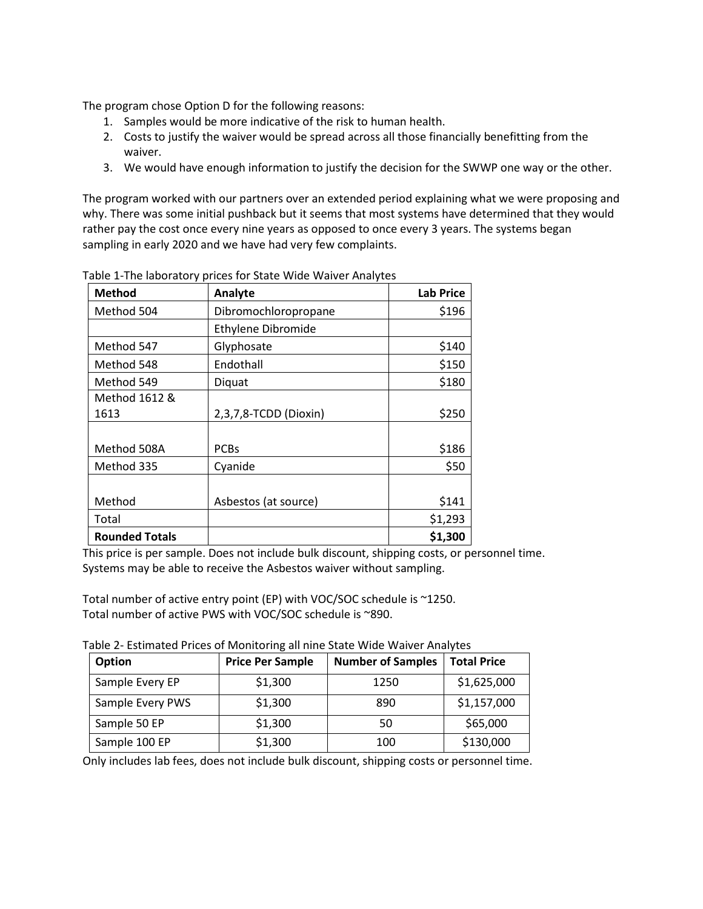The program chose Option D for the following reasons:

1. Samples would be more indicative of the risk to human health.
2. Costs to justify the waiver would be spread across all those financially benefitting from the waiver.
3. We would have enough information to justify the decision for the SWWP one way or the other.

The program worked with our partners over an extended period explaining what we were proposing and why. There was some initial pushback but it seems that most systems have determined that they would rather pay the cost once every nine years as opposed to once every 3 years. The systems began sampling in early 2020 and we have had very few complaints.

Table 1-The laboratory prices for State Wide Waiver Analytes

| Method | Analyte | Lab Price |
|---|---|---|
| Method 504 | Dibromochloropropane | $196 |
| | Ethylene Dibromide | |
| Method 547 | Glyphosate | $140 |
| Method 548 | Endothall | $150 |
| Method 549 | Diquat | $180 |
| Method 1612 & 1613 | 2,3,7,8-TCDD (Dioxin) | $250 |
| Method 508A | PCBs | $186 |
| Method 335 | Cyanide | $50 |
| Method | Asbestos (at source) | $141 |
| Total | | $1,293 |
| **Rounded Totals** | | **$1,300** |

This price is per sample. Does not include bulk discount, shipping costs, or personnel time. Systems may be able to receive the Asbestos waiver without sampling.

Total number of active entry point (EP) with VOC/SOC schedule is ~1250.
Total number of active PWS with VOC/SOC schedule is ~890.

Table 2- Estimated Prices of Monitoring all nine State Wide Waiver Analytes

| Option | Price Per Sample | Number of Samples | Total Price |
|---|---|---|---|
| Sample Every EP | $1,300 | 1250 | $1,625,000 |
| Sample Every PWS | $1,300 | 890 | $1,157,000 |
| Sample 50 EP | $1,300 | 50 | $65,000 |
| Sample 100 EP | $1,300 | 100 | $130,000 |

Only includes lab fees, does not include bulk discount, shipping costs or personnel time.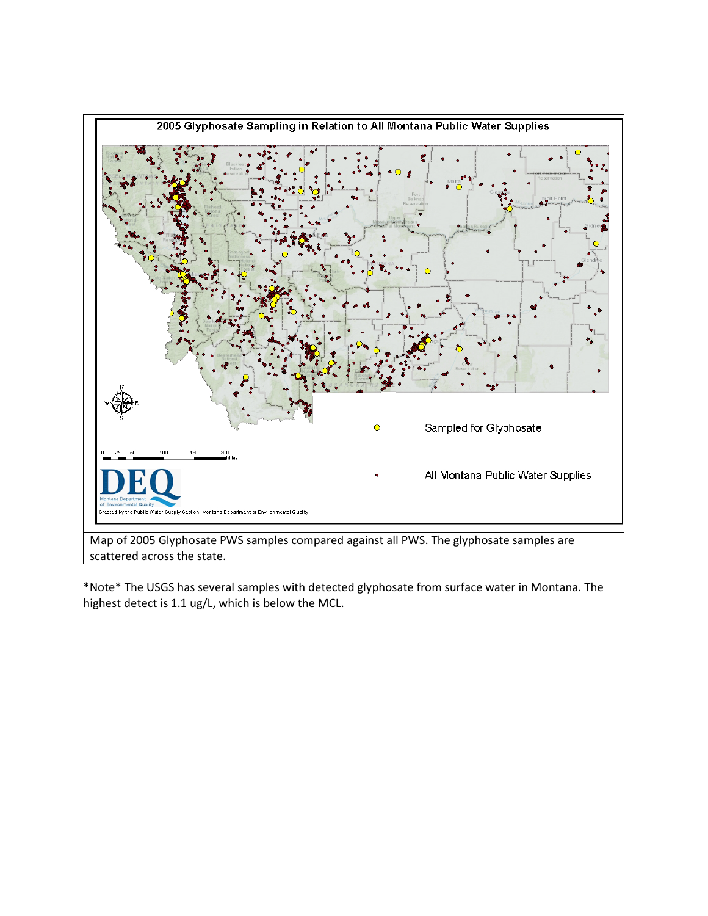2005 Glyphosate Sampling in Relation to All Montana Public Water Supplies

Sampled for Glyphosate

All Montana Public Water Supplies

0 25 50 100 150 200 Miles

DEQ Montana Department of Environmental Quality

Created by the Public Water Supply Section, Montana Department of Environmental Quality

Map of 2005 Glyphosate PWS samples compared against all PWS. The glyphosate samples are scattered across the state.

*Note* The USGS has several samples with detected glyphosate from surface water in Montana. The highest detect is 1.1 ug/L, which is below the MCL.